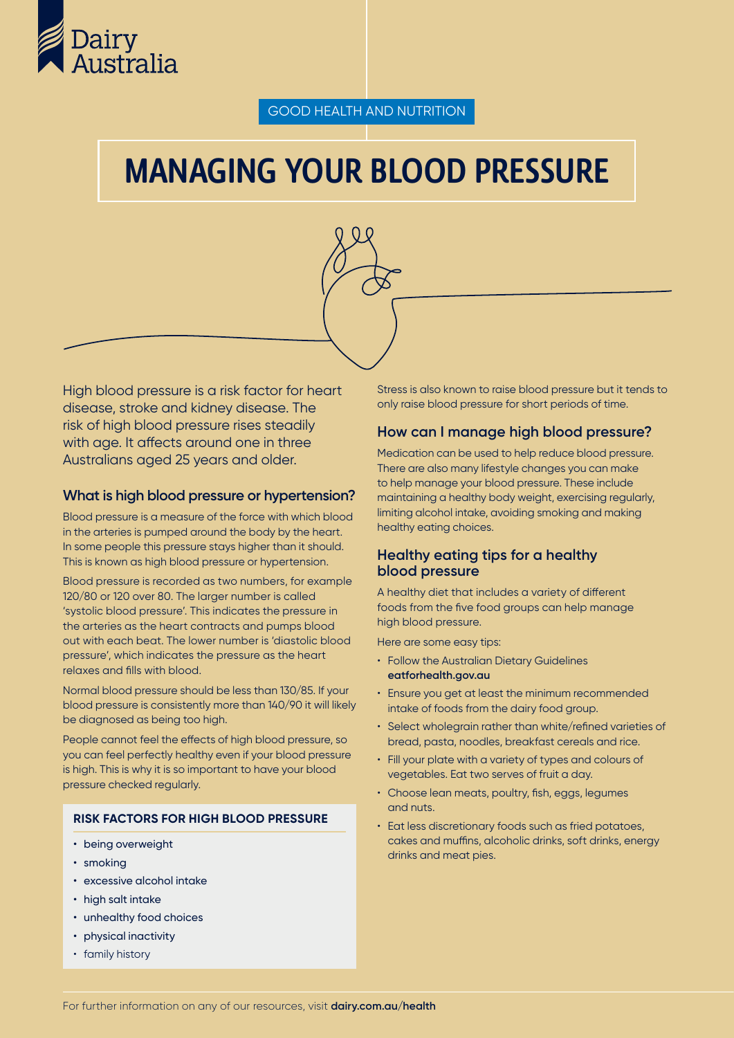Dairy Australia

GOOD HEALTH AND NUTRITION

# MANAGING YOUR BLOOD PRESSURE

High blood pressure is a risk factor for heart disease, stroke and kidney disease. The risk of high blood pressure rises steadily with age. It affects around one in three Australians aged 25 years and older.

## What is high blood pressure or hypertension?

Blood pressure is a measure of the force with which blood in the arteries is pumped around the body by the heart. In some people this pressure stays higher than it should. This is known as high blood pressure or hypertension.

Blood pressure is recorded as two numbers, for example 120/80 or 120 over 80. The larger number is called 'systolic blood pressure'. This indicates the pressure in the arteries as the heart contracts and pumps blood out with each beat. The lower number is 'diastolic blood pressure', which indicates the pressure as the heart relaxes and fills with blood.

Normal blood pressure should be less than 130/85. If your blood pressure is consistently more than 140/90 it will likely be diagnosed as being too high.

People cannot feel the effects of high blood pressure, so you can feel perfectly healthy even if your blood pressure is high. This is why it is so important to have your blood pressure checked regularly.

### RISK FACTORS FOR HIGH BLOOD PRESSURE

- being overweight
- smoking
- excessive alcohol intake
- high salt intake
- unhealthy food choices
- physical inactivity
- family history

Stress is also known to raise blood pressure but it tends to only raise blood pressure for short periods of time.

## How can I manage high blood pressure?

Medication can be used to help reduce blood pressure. There are also many lifestyle changes you can make to help manage your blood pressure. These include maintaining a healthy body weight, exercising regularly, limiting alcohol intake, avoiding smoking and making healthy eating choices.

## Healthy eating tips for a healthy blood pressure

A healthy diet that includes a variety of different foods from the five food groups can help manage high blood pressure.

Here are some easy tips:

- Follow the Australian Dietary Guidelines **eatforhealth.gov.au**
- Ensure you get at least the minimum recommended intake of foods from the dairy food group.
- Select wholegrain rather than white/refined varieties of bread, pasta, noodles, breakfast cereals and rice.
- Fill your plate with a variety of types and colours of vegetables. Eat two serves of fruit a day.
- Choose lean meats, poultry, fish, eggs, legumes and nuts.
- Eat less discretionary foods such as fried potatoes, cakes and muffins, alcoholic drinks, soft drinks, energy drinks and meat pies.

For further information on any of our resources, visit **dairy.com.au/health**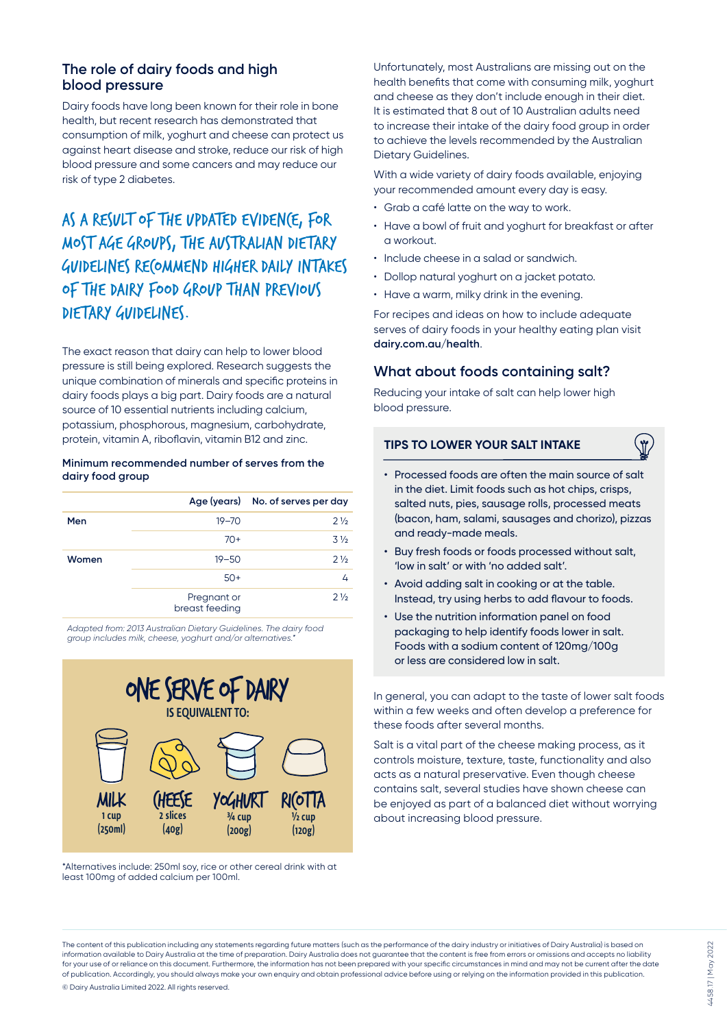## The role of dairy foods and high blood pressure

Dairy foods have long been known for their role in bone health, but recent research has demonstrated that consumption of milk, yoghurt and cheese can protect us against heart disease and stroke, reduce our risk of high blood pressure and some cancers and may reduce our risk of type 2 diabetes.

**AS A RESULT OF THE UPDATED EVIDENCE, FOR MOST AGE GROUPS, THE AUSTRALIAN DIETARY GUIDELINES RECOMMEND HIGHER DAILY INTAKES OF THE DAIRY FOOD GROUP THAN PREVIOUS DIETARY GUIDELINES.**

The exact reason that dairy can help to lower blood pressure is still being explored. Research suggests the unique combination of minerals and specific proteins in dairy foods plays a big part. Dairy foods are a natural source of 10 essential nutrients including calcium, potassium, phosphorous, magnesium, carbohydrate, protein, vitamin A, riboflavin, vitamin B12 and zinc.

**Minimum recommended number of serves from the dairy food group**

| | Age (years) | No. of serves per day |
|---|---|---|
| Men | 19–70 | 2 ½ |
| | 70+ | 3 ½ |
| Women | 19–50 | 2 ½ |
| | 50+ | 4 |
| | Pregnant or breast feeding | 2 ½ |

*Adapted from: 2013 Australian Dietary Guidelines. The dairy food group includes milk, cheese, yoghurt and/or alternatives.\**

**ONE SERVE OF DAIRY IS EQUIVALENT TO:**

MILK 1 cup (250ml)
CHEESE 2 slices (40g)
YOGHURT ¾ cup (200g)
RICOTTA ½ cup (120g)

\*Alternatives include: 250ml soy, rice or other cereal drink with at least 100mg of added calcium per 100ml.

Unfortunately, most Australians are missing out on the health benefits that come with consuming milk, yoghurt and cheese as they don't include enough in their diet. It is estimated that 8 out of 10 Australian adults need to increase their intake of the dairy food group in order to achieve the levels recommended by the Australian Dietary Guidelines.

With a wide variety of dairy foods available, enjoying your recommended amount every day is easy.

- Grab a café latte on the way to work.
- Have a bowl of fruit and yoghurt for breakfast or after a workout.
- Include cheese in a salad or sandwich.
- Dollop natural yoghurt on a jacket potato.
- Have a warm, milky drink in the evening.

For recipes and ideas on how to include adequate serves of dairy foods in your healthy eating plan visit **dairy.com.au/health**.

## What about foods containing salt?

Reducing your intake of salt can help lower high blood pressure.

### TIPS TO LOWER YOUR SALT INTAKE

- Processed foods are often the main source of salt in the diet. Limit foods such as hot chips, crisps, salted nuts, pies, sausage rolls, processed meats (bacon, ham, salami, sausages and chorizo), pizzas and ready-made meals.
- Buy fresh foods or foods processed without salt, 'low in salt' or with 'no added salt'.
- Avoid adding salt in cooking or at the table. Instead, try using herbs to add flavour to foods.
- Use the nutrition information panel on food packaging to help identify foods lower in salt. Foods with a sodium content of 120mg/100g or less are considered low in salt.

In general, you can adapt to the taste of lower salt foods within a few weeks and often develop a preference for these foods after several months.

Salt is a vital part of the cheese making process, as it controls moisture, texture, taste, functionality and also acts as a natural preservative. Even though cheese contains salt, several studies have shown cheese can be enjoyed as part of a balanced diet without worrying about increasing blood pressure.

The content of this publication including any statements regarding future matters (such as the performance of the dairy industry or initiatives of Dairy Australia) is based on information available to Dairy Australia at the time of preparation. Dairy Australia does not guarantee that the content is free from errors or omissions and accepts no liability for your use of or reliance on this document. Furthermore, the information has not been prepared with your specific circumstances in mind and may not be current after the date of publication. Accordingly, you should always make your own enquiry and obtain professional advice before using or relying on the information provided in this publication.

© Dairy Australia Limited 2022. All rights reserved.

4458.17 | May 2022